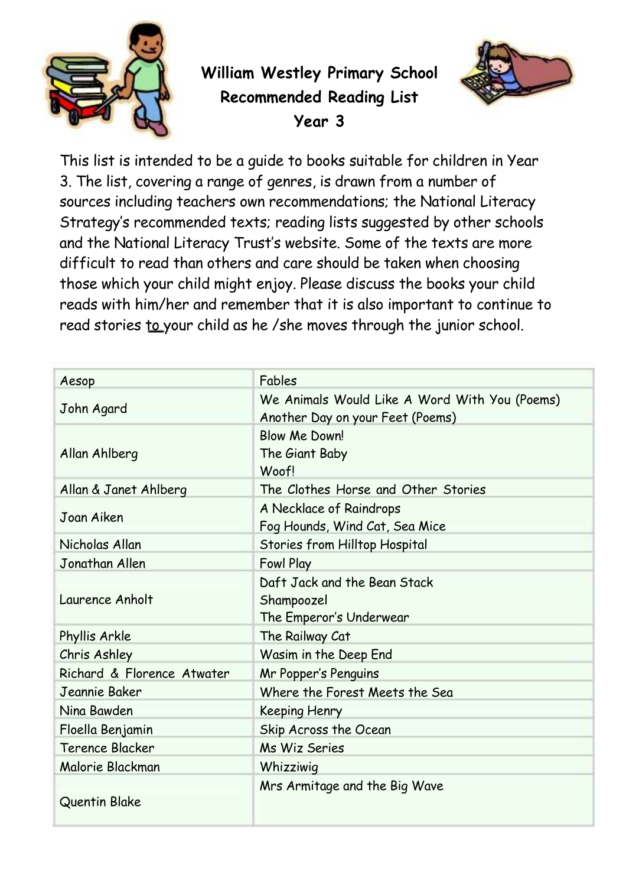# William Westley Primary School
## Recommended Reading List
## Year 3

This list is intended to be a guide to books suitable for children in Year 3. The list, covering a range of genres, is drawn from a number of sources including teachers own recommendations; the National Literacy Strategy's recommended texts; reading lists suggested by other schools and the National Literacy Trust's website. Some of the texts are more difficult to read than others and care should be taken when choosing those which your child might enjoy. Please discuss the books your child reads with him/her and remember that it is also important to continue to read stories to your child as he /she moves through the junior school.

| Author | Title |
|---|---|
| Aesop | Fables |
| John Agard | We Animals Would Like A Word With You (Poems)<br>Another Day on your Feet (Poems) |
| Allan Ahlberg | Blow Me Down!<br>The Giant Baby<br>Woof! |
| Allan & Janet Ahlberg | The Clothes Horse and Other Stories |
| Joan Aiken | A Necklace of Raindrops<br>Fog Hounds, Wind Cat, Sea Mice |
| Nicholas Allan | Stories from Hilltop Hospital |
| Jonathan Allen | Fowl Play |
| Laurence Anholt | Daft Jack and the Bean Stack<br>Shampoozel<br>The Emperor's Underwear |
| Phyllis Arkle | The Railway Cat |
| Chris Ashley | Wasim in the Deep End |
| Richard & Florence Atwater | Mr Popper's Penguins |
| Jeannie Baker | Where the Forest Meets the Sea |
| Nina Bawden | Keeping Henry |
| Floella Benjamin | Skip Across the Ocean |
| Terence Blacker | Ms Wiz Series |
| Malorie Blackman | Whizziwig |
| Quentin Blake | Mrs Armitage and the Big Wave |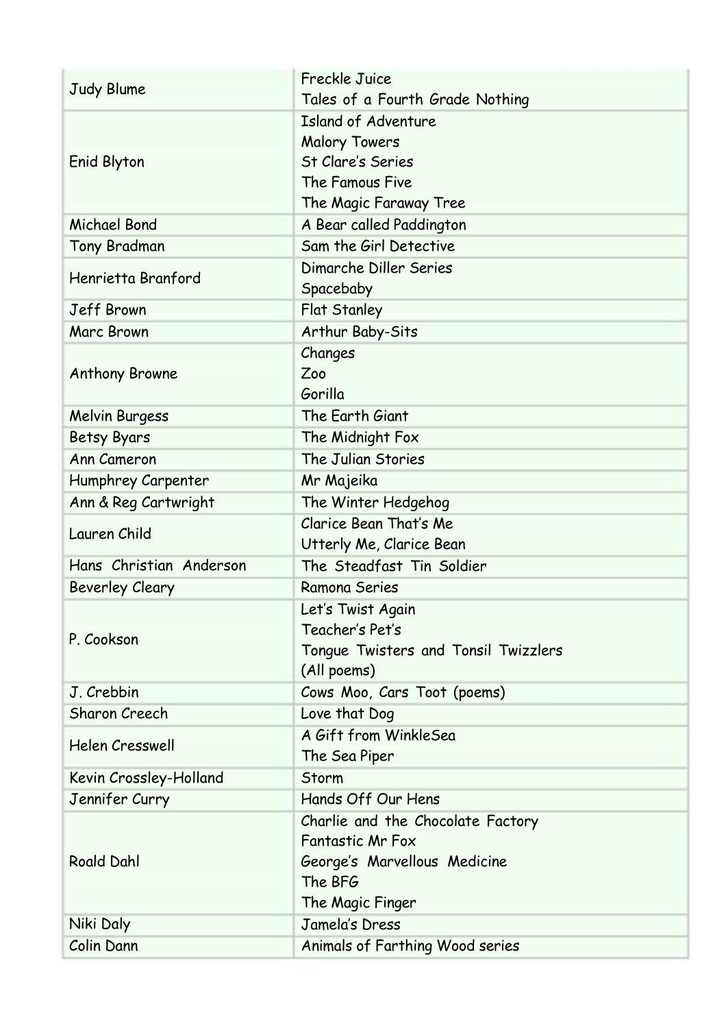| Author | Titles |
| --- | --- |
| Judy Blume | Freckle Juice<br>Tales of a Fourth Grade Nothing |
| Enid Blyton | Island of Adventure<br>Malory Towers<br>St Clare's Series<br>The Famous Five<br>The Magic Faraway Tree |
| Michael Bond | A Bear called Paddington |
| Tony Bradman | Sam the Girl Detective |
| Henrietta Branford | Dimarche Diller Series<br>Spacebaby |
| Jeff Brown | Flat Stanley |
| Marc Brown | Arthur Baby-Sits |
| Anthony Browne | Changes<br>Zoo<br>Gorilla |
| Melvin Burgess | The Earth Giant |
| Betsy Byars | The Midnight Fox |
| Ann Cameron | The Julian Stories |
| Humphrey Carpenter | Mr Majeika |
| Ann & Reg Cartwright | The Winter Hedgehog |
| Lauren Child | Clarice Bean That's Me<br>Utterly Me, Clarice Bean |
| Hans Christian Anderson | The Steadfast Tin Soldier |
| Beverley Cleary | Ramona Series |
| P. Cookson | Let's Twist Again<br>Teacher's Pet's<br>Tongue Twisters and Tonsil Twizzlers<br>(All poems) |
| J. Crebbin | Cows Moo, Cars Toot (poems) |
| Sharon Creech | Love that Dog |
| Helen Cresswell | A Gift from WinkleSea<br>The Sea Piper |
| Kevin Crossley-Holland | Storm |
| Jennifer Curry | Hands Off Our Hens |
| Roald Dahl | Charlie and the Chocolate Factory<br>Fantastic Mr Fox<br>George's Marvellous Medicine<br>The BFG<br>The Magic Finger |
| Niki Daly | Jamela's Dress |
| Colin Dann | Animals of Farthing Wood series |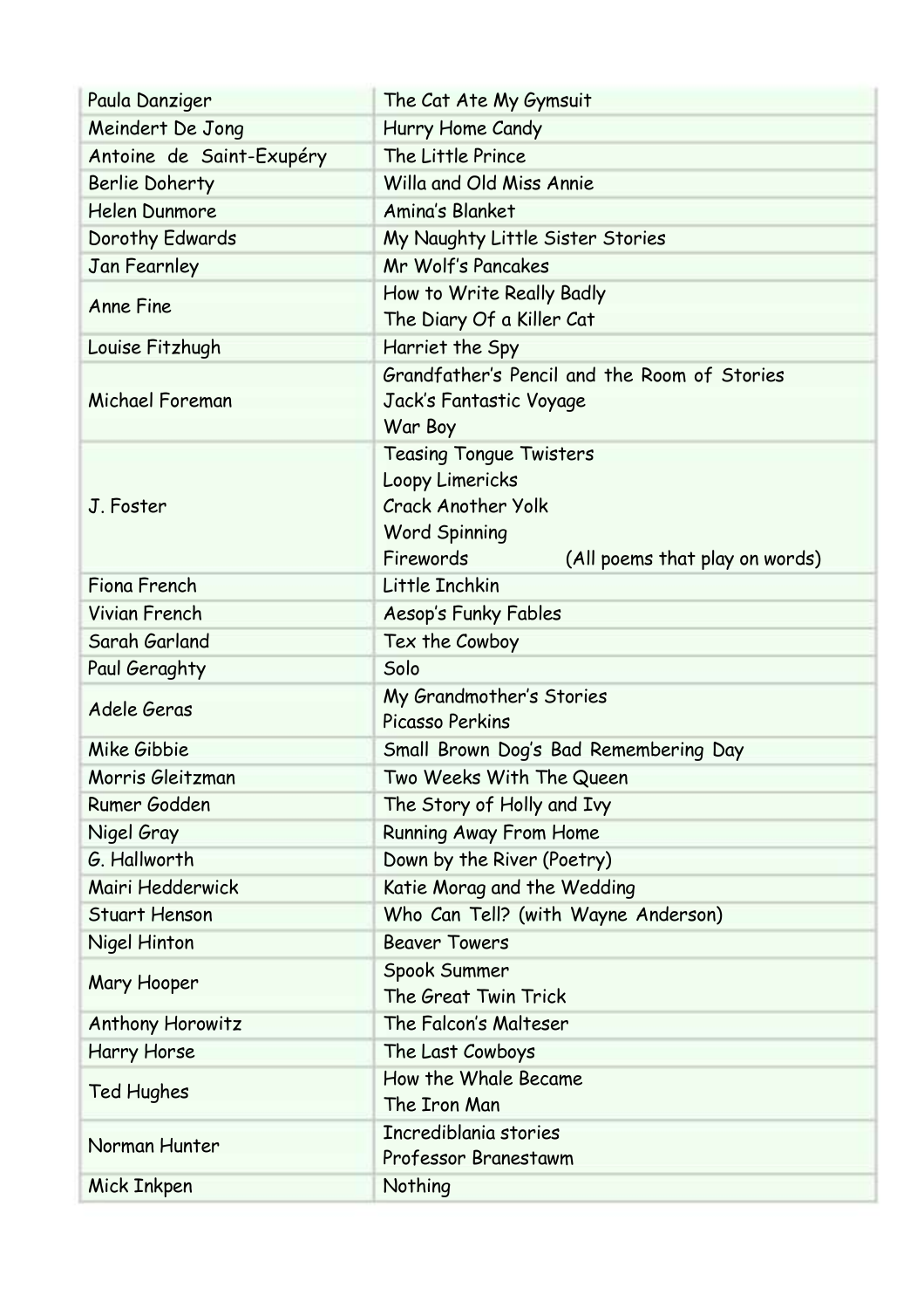| | |
|---|---|
| Paula Danziger | The Cat Ate My Gymsuit |
| Meindert De Jong | Hurry Home Candy |
| Antoine de Saint-Exupéry | The Little Prince |
| Berlie Doherty | Willa and Old Miss Annie |
| Helen Dunmore | Amina's Blanket |
| Dorothy Edwards | My Naughty Little Sister Stories |
| Jan Fearnley | Mr Wolf's Pancakes |
| Anne Fine | How to Write Really Badly<br>The Diary Of a Killer Cat |
| Louise Fitzhugh | Harriet the Spy |
| Michael Foreman | Grandfather's Pencil and the Room of Stories<br>Jack's Fantastic Voyage<br>War Boy |
| J. Foster | Teasing Tongue Twisters<br>Loopy Limericks<br>Crack Another Yolk<br>Word Spinning<br>Firewords (All poems that play on words) |
| Fiona French | Little Inchkin |
| Vivian French | Aesop's Funky Fables |
| Sarah Garland | Tex the Cowboy |
| Paul Geraghty | Solo |
| Adele Geras | My Grandmother's Stories<br>Picasso Perkins |
| Mike Gibbie | Small Brown Dog's Bad Remembering Day |
| Morris Gleitzman | Two Weeks With The Queen |
| Rumer Godden | The Story of Holly and Ivy |
| Nigel Gray | Running Away From Home |
| G. Hallworth | Down by the River (Poetry) |
| Mairi Hedderwick | Katie Morag and the Wedding |
| Stuart Henson | Who Can Tell? (with Wayne Anderson) |
| Nigel Hinton | Beaver Towers |
| Mary Hooper | Spook Summer<br>The Great Twin Trick |
| Anthony Horowitz | The Falcon's Malteser |
| Harry Horse | The Last Cowboys |
| Ted Hughes | How the Whale Became<br>The Iron Man |
| Norman Hunter | Incrediblania stories<br>Professor Branestawm |
| Mick Inkpen | Nothing |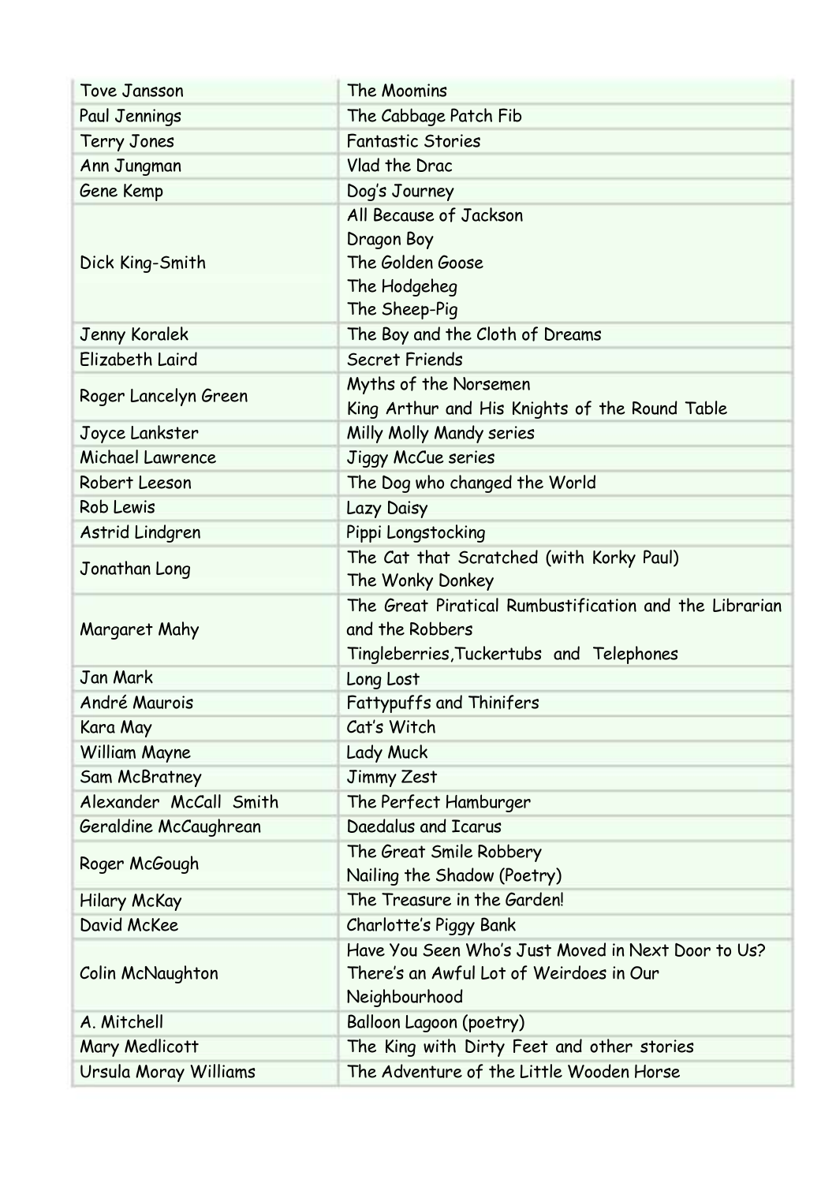| Tove Jansson | The Moomins |
|---|---|
| Paul Jennings | The Cabbage Patch Fib |
| Terry Jones | Fantastic Stories |
| Ann Jungman | Vlad the Drac |
| Gene Kemp | Dog's Journey |
| Dick King-Smith | All Because of Jackson<br>Dragon Boy<br>The Golden Goose<br>The Hodgeheg<br>The Sheep-Pig |
| Jenny Koralek | The Boy and the Cloth of Dreams |
| Elizabeth Laird | Secret Friends |
| Roger Lancelyn Green | Myths of the Norsemen<br>King Arthur and His Knights of the Round Table |
| Joyce Lankster | Milly Molly Mandy series |
| Michael Lawrence | Jiggy McCue series |
| Robert Leeson | The Dog who changed the World |
| Rob Lewis | Lazy Daisy |
| Astrid Lindgren | Pippi Longstocking |
| Jonathan Long | The Cat that Scratched (with Korky Paul)<br>The Wonky Donkey |
| Margaret Mahy | The Great Piratical Rumbustification and the Librarian and the Robbers<br>Tingleberries,Tuckertubs and Telephones |
| Jan Mark | Long Lost |
| André Maurois | Fattypuffs and Thinifers |
| Kara May | Cat's Witch |
| William Mayne | Lady Muck |
| Sam McBratney | Jimmy Zest |
| Alexander McCall Smith | The Perfect Hamburger |
| Geraldine McCaughrean | Daedalus and Icarus |
| Roger McGough | The Great Smile Robbery<br>Nailing the Shadow (Poetry) |
| Hilary McKay | The Treasure in the Garden! |
| David McKee | Charlotte's Piggy Bank |
| Colin McNaughton | Have You Seen Who's Just Moved in Next Door to Us?<br>There's an Awful Lot of Weirdoes in Our Neighbourhood |
| A. Mitchell | Balloon Lagoon (poetry) |
| Mary Medlicott | The King with Dirty Feet and other stories |
| Ursula Moray Williams | The Adventure of the Little Wooden Horse |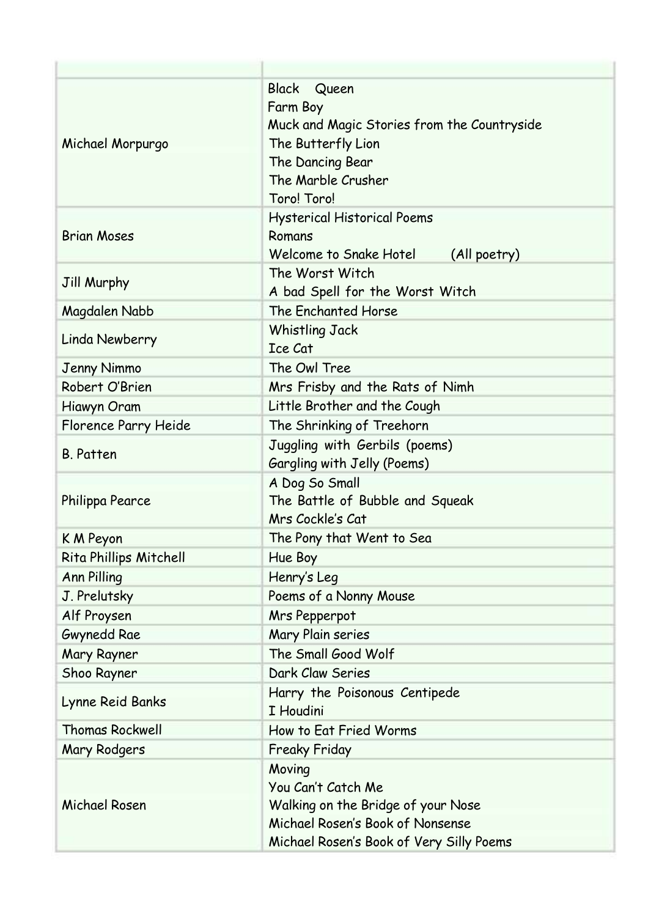| | |
|---|---|
| Michael Morpurgo | Black Queen<br>Farm Boy<br>Muck and Magic Stories from the Countryside<br>The Butterfly Lion<br>The Dancing Bear<br>The Marble Crusher<br>Toro! Toro! |
| Brian Moses | Hysterical Historical Poems<br>Romans<br>Welcome to Snake Hotel (All poetry) |
| Jill Murphy | The Worst Witch<br>A bad Spell for the Worst Witch |
| Magdalen Nabb | The Enchanted Horse |
| Linda Newberry | Whistling Jack<br>Ice Cat |
| Jenny Nimmo | The Owl Tree |
| Robert O'Brien | Mrs Frisby and the Rats of Nimh |
| Hiawyn Oram | Little Brother and the Cough |
| Florence Parry Heide | The Shrinking of Treehorn |
| B. Patten | Juggling with Gerbils (poems)<br>Gargling with Jelly (Poems) |
| Philippa Pearce | A Dog So Small<br>The Battle of Bubble and Squeak<br>Mrs Cockle's Cat |
| K M Peyon | The Pony that Went to Sea |
| Rita Phillips Mitchell | Hue Boy |
| Ann Pilling | Henry's Leg |
| J. Prelutsky | Poems of a Nonny Mouse |
| Alf Proysen | Mrs Pepperpot |
| Gwynedd Rae | Mary Plain series |
| Mary Rayner | The Small Good Wolf |
| Shoo Rayner | Dark Claw Series |
| Lynne Reid Banks | Harry the Poisonous Centipede<br>I Houdini |
| Thomas Rockwell | How to Eat Fried Worms |
| Mary Rodgers | Freaky Friday |
| Michael Rosen | Moving<br>You Can't Catch Me<br>Walking on the Bridge of your Nose<br>Michael Rosen's Book of Nonsense<br>Michael Rosen's Book of Very Silly Poems |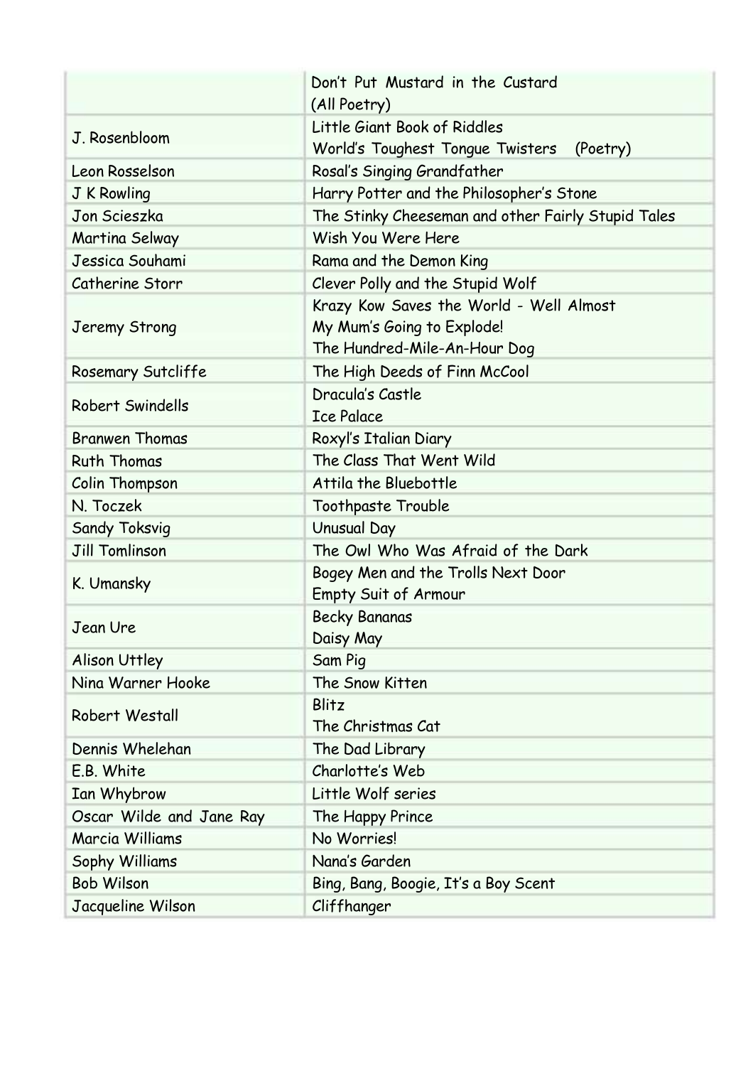| | |
|---|---|
| | Don't Put Mustard in the Custard (All Poetry) |
| J. Rosenbloom | Little Giant Book of Riddles<br>World's Toughest Tongue Twisters (Poetry) |
| Leon Rosselson | Rosal's Singing Grandfather |
| J K Rowling | Harry Potter and the Philosopher's Stone |
| Jon Scieszka | The Stinky Cheeseman and other Fairly Stupid Tales |
| Martina Selway | Wish You Were Here |
| Jessica Souhami | Rama and the Demon King |
| Catherine Storr | Clever Polly and the Stupid Wolf |
| Jeremy Strong | Krazy Kow Saves the World - Well Almost<br>My Mum's Going to Explode!<br>The Hundred-Mile-An-Hour Dog |
| Rosemary Sutcliffe | The High Deeds of Finn McCool |
| Robert Swindells | Dracula's Castle<br>Ice Palace |
| Branwen Thomas | Roxyl's Italian Diary |
| Ruth Thomas | The Class That Went Wild |
| Colin Thompson | Attila the Bluebottle |
| N. Toczek | Toothpaste Trouble |
| Sandy Toksvig | Unusual Day |
| Jill Tomlinson | The Owl Who Was Afraid of the Dark |
| K. Umansky | Bogey Men and the Trolls Next Door<br>Empty Suit of Armour |
| Jean Ure | Becky Bananas<br>Daisy May |
| Alison Uttley | Sam Pig |
| Nina Warner Hooke | The Snow Kitten |
| Robert Westall | Blitz<br>The Christmas Cat |
| Dennis Whelehan | The Dad Library |
| E.B. White | Charlotte's Web |
| Ian Whybrow | Little Wolf series |
| Oscar Wilde and Jane Ray | The Happy Prince |
| Marcia Williams | No Worries! |
| Sophy Williams | Nana's Garden |
| Bob Wilson | Bing, Bang, Boogie, It's a Boy Scent |
| Jacqueline Wilson | Cliffhanger |